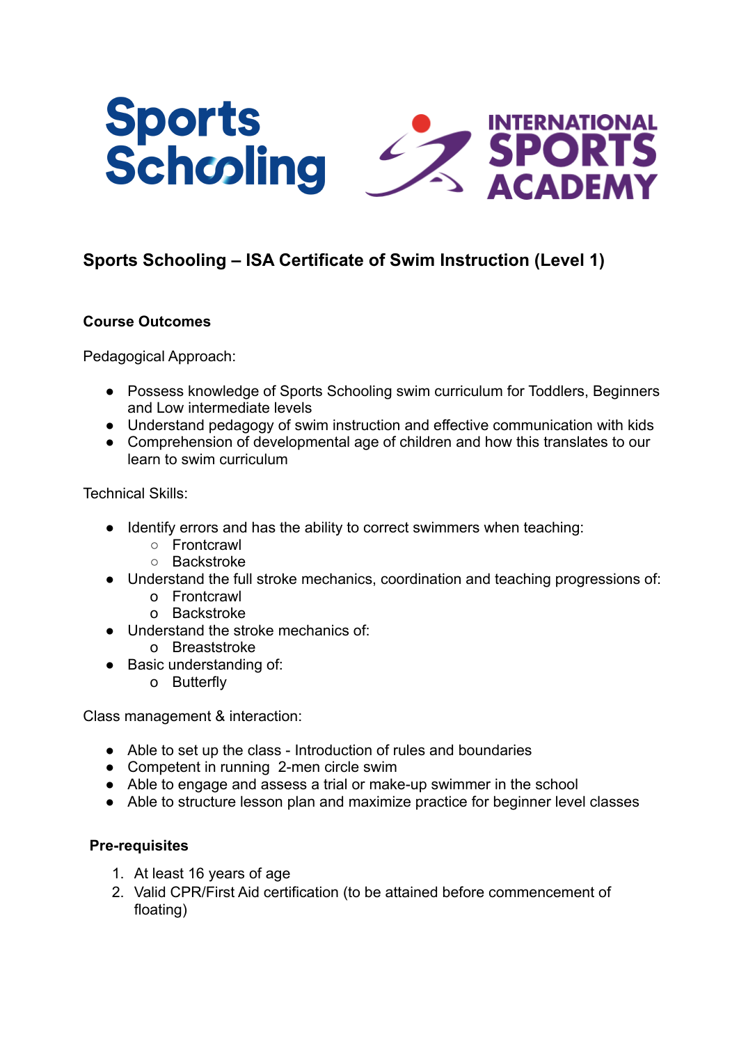# Sports Schooling – ISA Certificate of Swim Instruction (Level 1)

## Course Outcomes

Pedagogical Approach:

- Possess knowledge of Sports Schooling swim curriculum for Toddlers, Beginners and Low intermediate levels
- Understand pedagogy of swim instruction and effective communication with kids
- Comprehension of developmental age of children and how this translates to our learn to swim curriculum

Technical Skills:

- Identify errors and has the ability to correct swimmers when teaching:
  - Frontcrawl
  - Backstroke
- Understand the full stroke mechanics, coordination and teaching progressions of:
  - Frontcrawl
  - Backstroke
- Understand the stroke mechanics of:
  - Breaststroke
- Basic understanding of:
  - Butterfly

Class management & interaction:

- Able to set up the class - Introduction of rules and boundaries
- Competent in running 2-men circle swim
- Able to engage and assess a trial or make-up swimmer in the school
- Able to structure lesson plan and maximize practice for beginner level classes

## Pre-requisites

1. At least 16 years of age
2. Valid CPR/First Aid certification (to be attained before commencement of floating)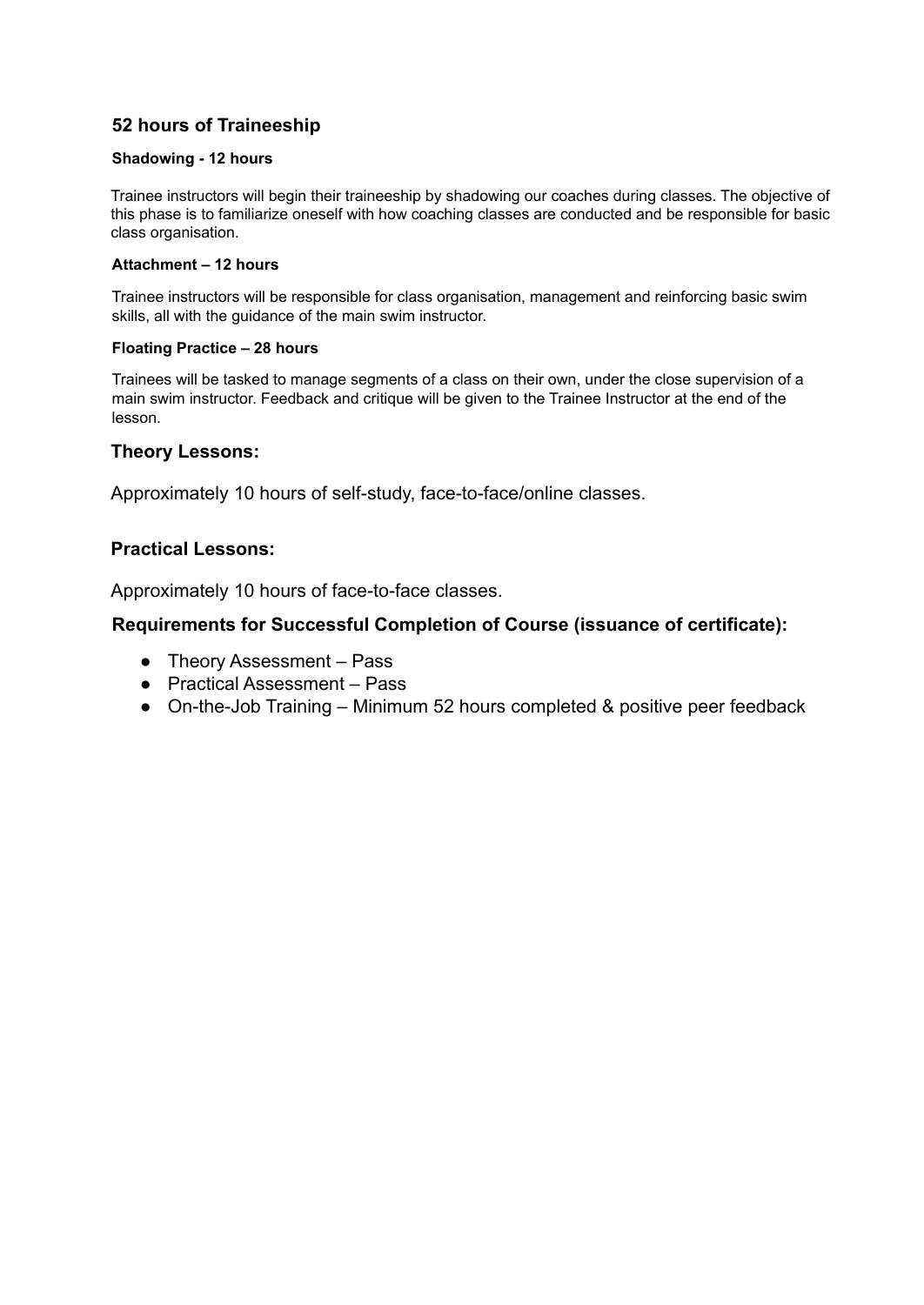### 52 hours of Traineeship

#### Shadowing - 12 hours

Trainee instructors will begin their traineeship by shadowing our coaches during classes. The objective of this phase is to familiarize oneself with how coaching classes are conducted and be responsible for basic class organisation.

#### Attachment – 12 hours

Trainee instructors will be responsible for class organisation, management and reinforcing basic swim skills, all with the guidance of the main swim instructor.

#### Floating Practice – 28 hours

Trainees will be tasked to manage segments of a class on their own, under the close supervision of a main swim instructor. Feedback and critique will be given to the Trainee Instructor at the end of the lesson.

### Theory Lessons:

Approximately 10 hours of self-study, face-to-face/online classes.

### Practical Lessons:

Approximately 10 hours of face-to-face classes.

### Requirements for Successful Completion of Course (issuance of certificate):

- Theory Assessment – Pass
- Practical Assessment – Pass
- On-the-Job Training – Minimum 52 hours completed & positive peer feedback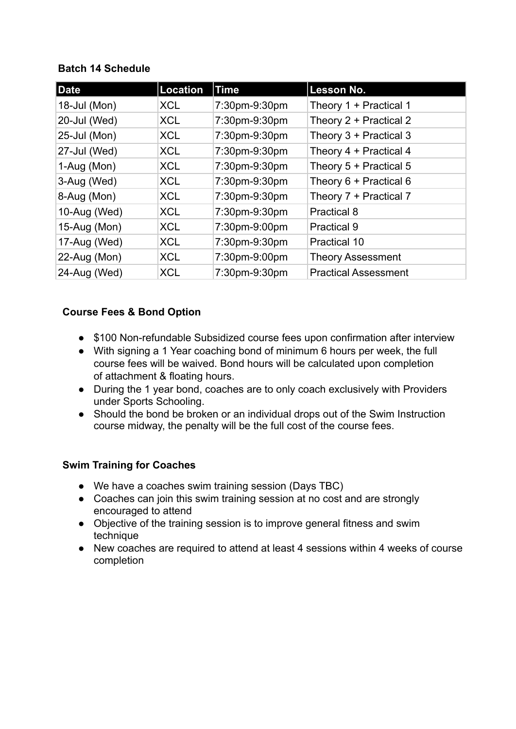**Batch 14 Schedule**

| Date | Location | Time | Lesson No. |
|---|---|---|---|
| 18-Jul (Mon) | XCL | 7:30pm-9:30pm | Theory 1 + Practical 1 |
| 20-Jul (Wed) | XCL | 7:30pm-9:30pm | Theory 2 + Practical 2 |
| 25-Jul (Mon) | XCL | 7:30pm-9:30pm | Theory 3 + Practical 3 |
| 27-Jul (Wed) | XCL | 7:30pm-9:30pm | Theory 4 + Practical 4 |
| 1-Aug (Mon) | XCL | 7:30pm-9:30pm | Theory 5 + Practical 5 |
| 3-Aug (Wed) | XCL | 7:30pm-9:30pm | Theory 6 + Practical 6 |
| 8-Aug (Mon) | XCL | 7:30pm-9:30pm | Theory 7 + Practical 7 |
| 10-Aug (Wed) | XCL | 7:30pm-9:30pm | Practical 8 |
| 15-Aug (Mon) | XCL | 7:30pm-9:00pm | Practical 9 |
| 17-Aug (Wed) | XCL | 7:30pm-9:30pm | Practical 10 |
| 22-Aug (Mon) | XCL | 7:30pm-9:00pm | Theory Assessment |
| 24-Aug (Wed) | XCL | 7:30pm-9:30pm | Practical Assessment |

**Course Fees & Bond Option**

- $100 Non-refundable Subsidized course fees upon confirmation after interview
- With signing a 1 Year coaching bond of minimum 6 hours per week, the full course fees will be waived. Bond hours will be calculated upon completion of attachment & floating hours.
- During the 1 year bond, coaches are to only coach exclusively with Providers under Sports Schooling.
- Should the bond be broken or an individual drops out of the Swim Instruction course midway, the penalty will be the full cost of the course fees.

**Swim Training for Coaches**

- We have a coaches swim training session (Days TBC)
- Coaches can join this swim training session at no cost and are strongly encouraged to attend
- Objective of the training session is to improve general fitness and swim technique
- New coaches are required to attend at least 4 sessions within 4 weeks of course completion